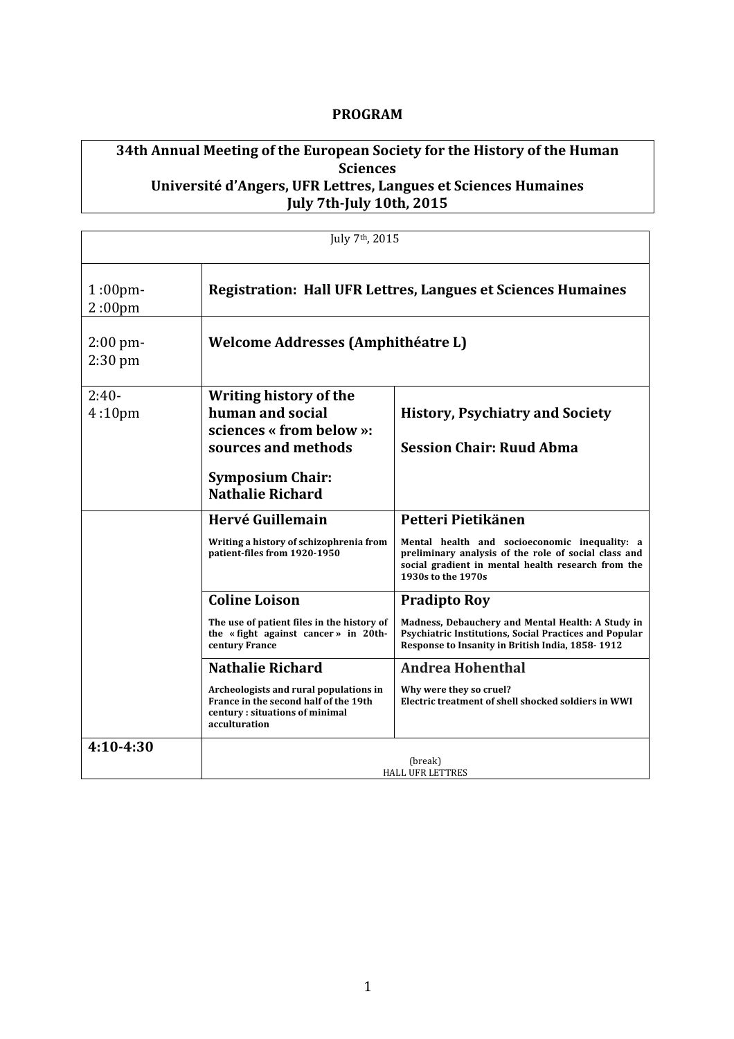**PROGRAM**

| **34th Annual Meeting of the European Society for the History of the Human Sciences**<br>**Université d'Angers, UFR Lettres, Langues et Sciences Humaines**<br>**July 7th-July 10th, 2015** |
| --- |

| July 7th, 2015 | | |
| --- | --- | --- |
| 1 :00pm-2 :00pm | **Registration: Hall UFR Lettres, Langues et Sciences Humaines** | |
| 2:00 pm-2:30 pm | **Welcome Addresses (Amphithéatre L)** | |
| 2:40-4 :10pm | **Writing history of the human and social sciences « from below »: sources and methods**<br><br>**Symposium Chair: Nathalie Richard** | **History, Psychiatry and Society**<br><br>**Session Chair: Ruud Abma** |
| | **Hervé Guillemain**<br>**Writing a history of schizophrenia from patient-files from 1920-1950** | **Petteri Pietikänen**<br>**Mental health and socioeconomic inequality: a preliminary analysis of the role of social class and social gradient in mental health research from the 1930s to the 1970s** |
| | **Coline Loison**<br>**The use of patient files in the history of the « fight against cancer » in 20th-century France** | **Pradipto Roy**<br>**Madness, Debauchery and Mental Health: A Study in Psychiatric Institutions, Social Practices and Popular Response to Insanity in British India, 1858- 1912** |
| | **Nathalie Richard**<br>**Archeologists and rural populations in France in the second half of the 19th century : situations of minimal acculturation** | **Andrea Hohenthal**<br>**Why were they so cruel?**<br>**Electric treatment of shell shocked soldiers in WWI** |
| **4:10-4:30** | (break)<br>HALL UFR LETTRES | |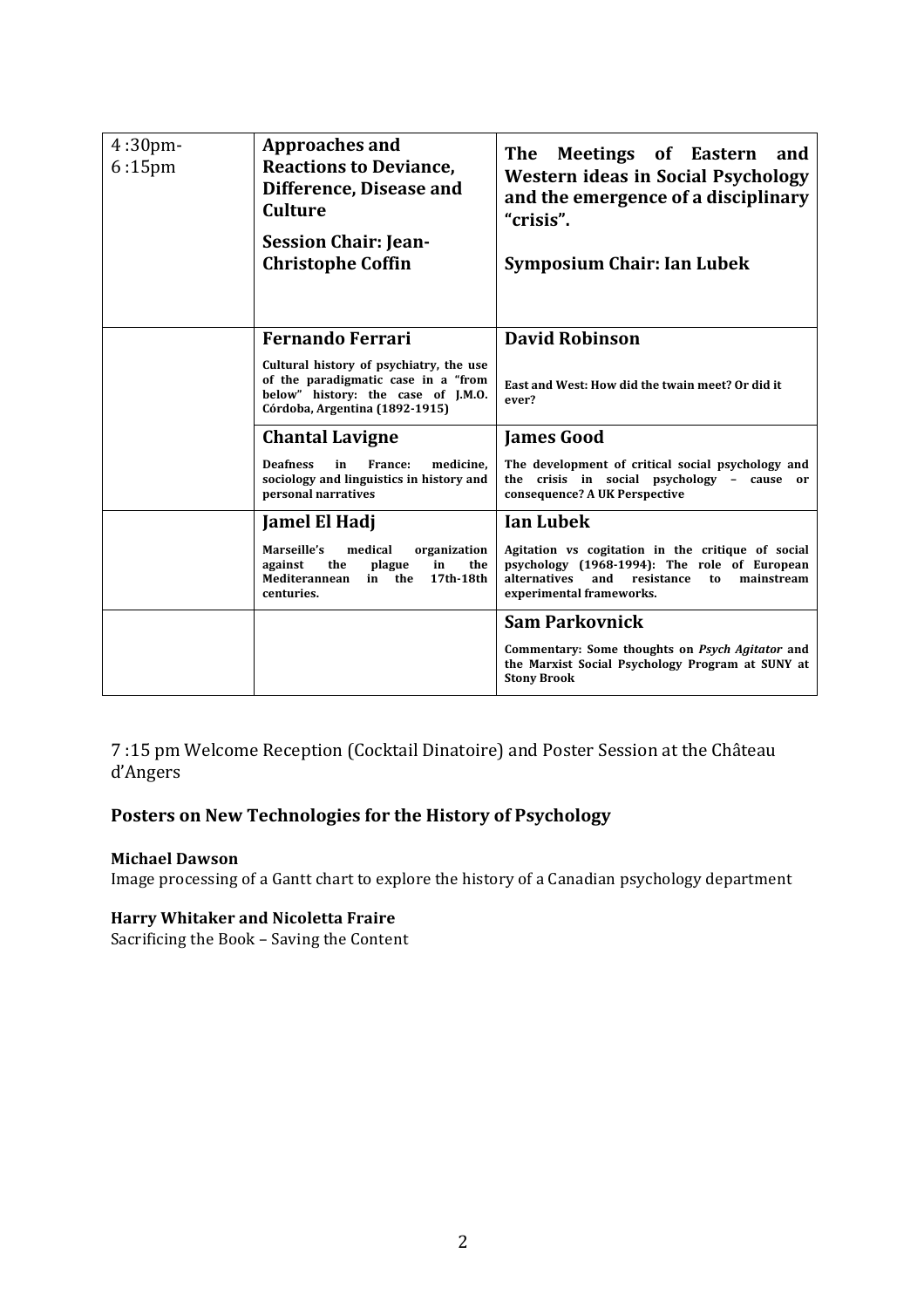| 4 :30pm-6 :15pm | **Approaches and Reactions to Deviance, Difference, Disease and Culture**<br><br>**Session Chair: Jean-Christophe Coffin** | **The Meetings of Eastern and Western ideas in Social Psychology and the emergence of a disciplinary "crisis".**<br><br>**Symposium Chair: Ian Lubek** |
| --- | --- | --- |
| | **Fernando Ferrari**<br><br>**Cultural history of psychiatry, the use of the paradigmatic case in a "from below" history: the case of J.M.O. Córdoba, Argentina (1892-1915)** | **David Robinson**<br><br>**East and West: How did the twain meet? Or did it ever?** |
| | **Chantal Lavigne**<br><br>**Deafness in France: medicine, sociology and linguistics in history and personal narratives** | **James Good**<br><br>**The development of critical social psychology and the crisis in social psychology – cause or consequence? A UK Perspective** |
| | **Jamel El Hadj**<br><br>**Marseille's medical organization against the plague in the Mediterannean in the 17th-18th centuries.** | **Ian Lubek**<br><br>**Agitation vs cogitation in the critique of social psychology (1968-1994): The role of European alternatives and resistance to mainstream experimental frameworks.** |
| | | **Sam Parkovnick**<br><br>**Commentary: Some thoughts on *Psych Agitator* and the Marxist Social Psychology Program at SUNY at Stony Brook** |

7 :15 pm Welcome Reception (Cocktail Dinatoire) and Poster Session at the Château d'Angers

## Posters on New Technologies for the History of Psychology

**Michael Dawson**
Image processing of a Gantt chart to explore the history of a Canadian psychology department

**Harry Whitaker and Nicoletta Fraire**
Sacrificing the Book – Saving the Content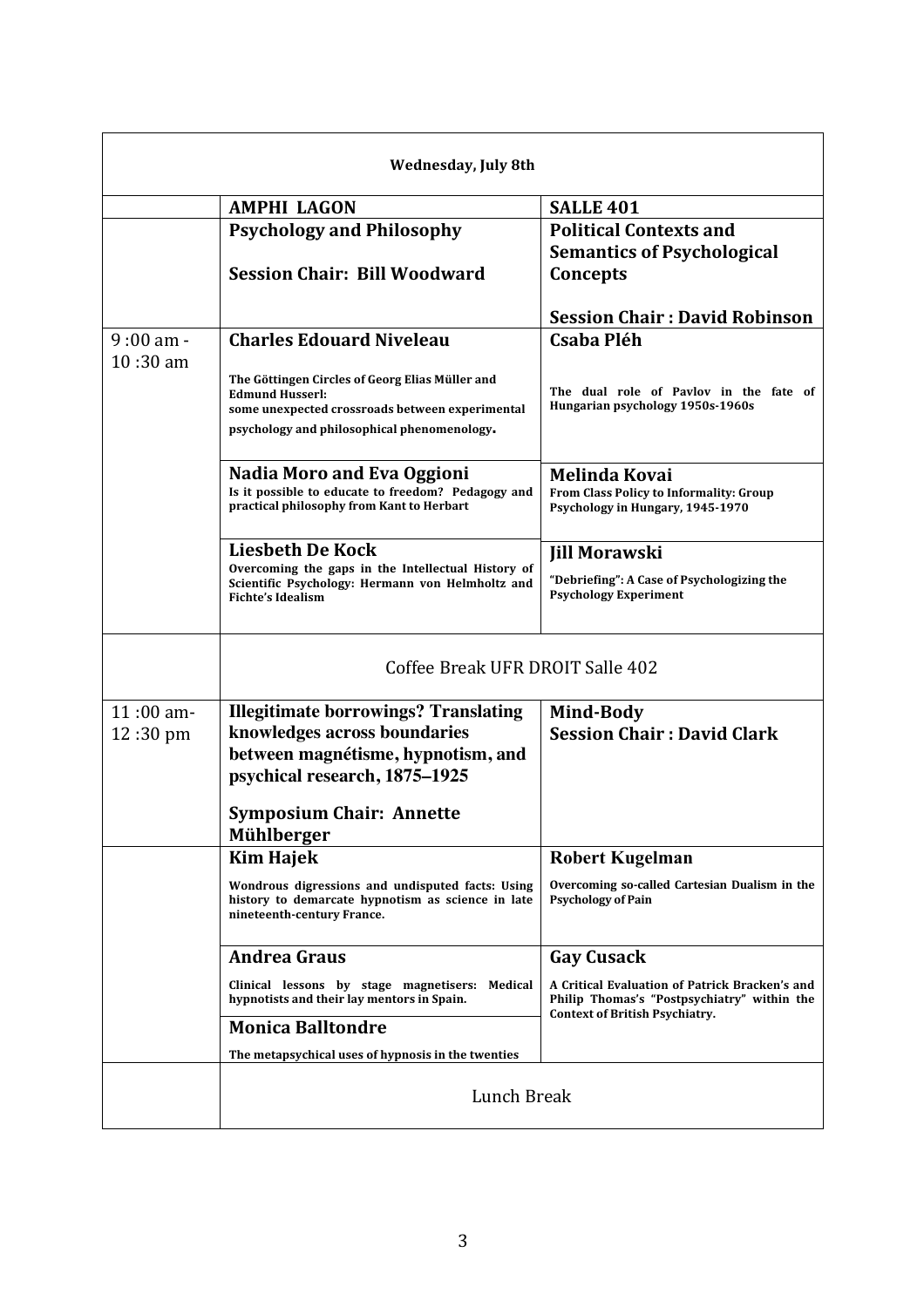| Wednesday, July 8th | | |
|---|---|---|
| | **AMPHI LAGON** | **SALLE 401** |
| | **Psychology and Philosophy**<br><br>**Session Chair: Bill Woodward** | **Political Contexts and Semantics of Psychological Concepts**<br><br>**Session Chair : David Robinson** |
| 9 :00 am - 10 :30 am | **Charles Edouard Niveleau**<br><br>**The Göttingen Circles of Georg Elias Müller and Edmund Husserl: some unexpected crossroads between experimental psychology and philosophical phenomenology.** | **Csaba Pléh**<br><br>**The dual role of Pavlov in the fate of Hungarian psychology 1950s-1960s** |
| | **Nadia Moro and Eva Oggioni**<br>**Is it possible to educate to freedom? Pedagogy and practical philosophy from Kant to Herbart** | **Melinda Kovai**<br>**From Class Policy to Informality: Group Psychology in Hungary, 1945-1970** |
| | **Liesbeth De Kock**<br>**Overcoming the gaps in the Intellectual History of Scientific Psychology: Hermann von Helmholtz and Fichte's Idealism** | **Jill Morawski**<br><br>**"Debriefing": A Case of Psychologizing the Psychology Experiment** |
| | Coffee Break UFR DROIT Salle 402 | |
| 11 :00 am- 12 :30 pm | **Illegitimate borrowings? Translating knowledges across boundaries between magnétisme, hypnotism, and psychical research, 1875–1925**<br><br>**Symposium Chair: Annette Mühlberger** | **Mind-Body**<br>**Session Chair : David Clark** |
| | **Kim Hajek**<br><br>**Wondrous digressions and undisputed facts: Using history to demarcate hypnotism as science in late nineteenth-century France.** | **Robert Kugelman**<br><br>**Overcoming so-called Cartesian Dualism in the Psychology of Pain** |
| | **Andrea Graus**<br><br>**Clinical lessons by stage magnetisers: Medical hypnotists and their lay mentors in Spain.** | **Gay Cusack**<br><br>**A Critical Evaluation of Patrick Bracken's and Philip Thomas's "Postpsychiatry" within the Context of British Psychiatry.** |
| | **Monica Balltondre**<br><br>**The metapsychical uses of hypnosis in the twenties** | |
| | Lunch Break | |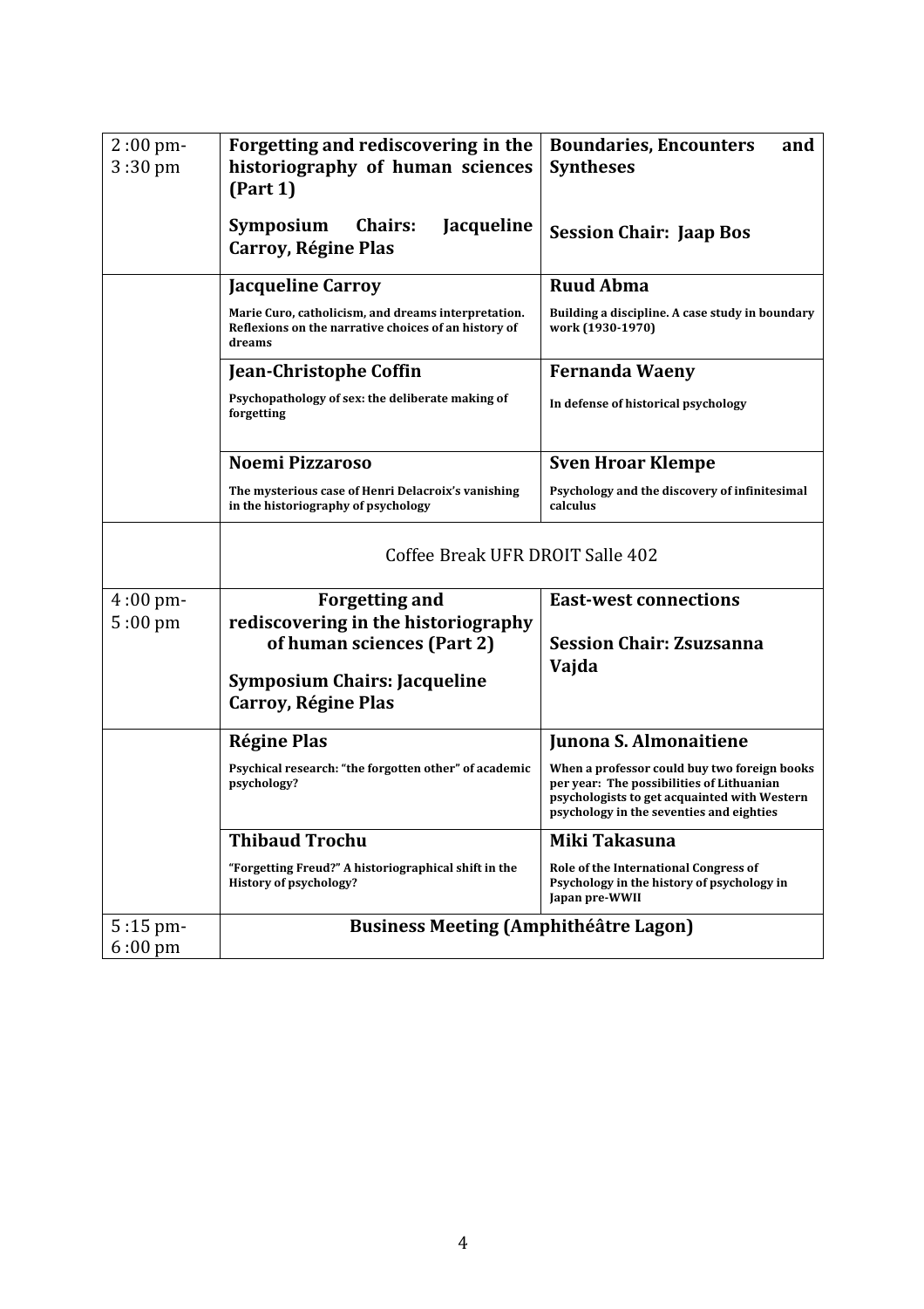| | | |
|---|---|---|
| 2 :00 pm-3 :30 pm | **Forgetting and rediscovering in the historiography of human sciences (Part 1)**<br><br>**Symposium Chairs: Jacqueline Carroy, Régine Plas** | **Boundaries, Encounters and Syntheses**<br><br>**Session Chair: Jaap Bos** |
| | **Jacqueline Carroy**<br>**Marie Curo, catholicism, and dreams interpretation. Reflexions on the narrative choices of an history of dreams** | **Ruud Abma**<br>**Building a discipline. A case study in boundary work (1930-1970)** |
| | **Jean-Christophe Coffin**<br>**Psychopathology of sex: the deliberate making of forgetting** | **Fernanda Waeny**<br>**In defense of historical psychology** |
| | **Noemi Pizzaroso**<br>**The mysterious case of Henri Delacroix's vanishing in the historiography of psychology** | **Sven Hroar Klempe**<br>**Psychology and the discovery of infinitesimal calculus** |
| | Coffee Break UFR DROIT Salle 402 | |
| 4 :00 pm-5 :00 pm | **Forgetting and rediscovering in the historiography of human sciences (Part 2)**<br><br>**Symposium Chairs: Jacqueline Carroy, Régine Plas** | **East-west connections**<br><br>**Session Chair: Zsuzsanna Vajda** |
| | **Régine Plas**<br>**Psychical research: "the forgotten other" of academic psychology?** | **Junona S. Almonaitiene**<br>**When a professor could buy two foreign books per year: The possibilities of Lithuanian psychologists to get acquainted with Western psychology in the seventies and eighties** |
| | **Thibaud Trochu**<br>**"Forgetting Freud?" A historiographical shift in the History of psychology?** | **Miki Takasuna**<br>**Role of the International Congress of Psychology in the history of psychology in Japan pre-WWII** |
| 5 :15 pm-6 :00 pm | **Business Meeting (Amphithéâtre Lagon)** | |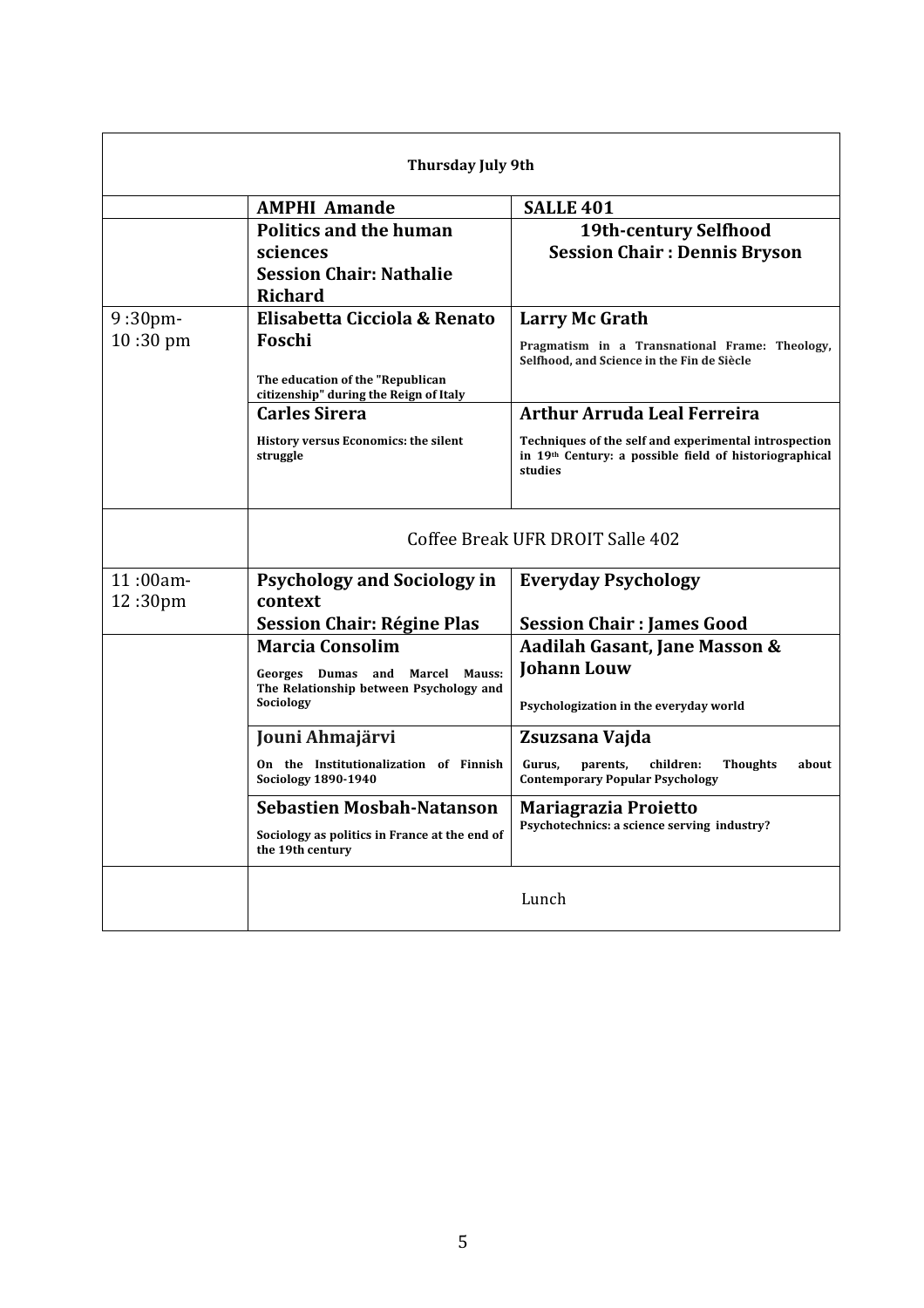| Thursday July 9th | | |
|---|---|---|
| | **AMPHI Amande** | **SALLE 401** |
| | **Politics and the human sciences**<br>**Session Chair: Nathalie Richard** | **19th-century Selfhood**<br>**Session Chair : Dennis Bryson** |
| 9 :30pm-10 :30 pm | **Elisabetta Cicciola & Renato Foschi**<br>**The education of the "Republican citizenship" during the Reign of Italy** | **Larry Mc Grath**<br>**Pragmatism in a Transnational Frame: Theology, Selfhood, and Science in the Fin de Siècle** |
| | **Carles Sirera**<br>**History versus Economics: the silent struggle** | **Arthur Arruda Leal Ferreira**<br>**Techniques of the self and experimental introspection in 19th Century: a possible field of historiographical studies** |
| | Coffee Break UFR DROIT Salle 402 | |
| 11 :00am-12 :30pm | **Psychology and Sociology in context**<br>**Session Chair: Régine Plas** | **Everyday Psychology**<br>**Session Chair : James Good** |
| | **Marcia Consolim**<br>**Georges Dumas and Marcel Mauss: The Relationship between Psychology and Sociology** | **Aadilah Gasant, Jane Masson & Johann Louw**<br>**Psychologization in the everyday world** |
| | **Jouni Ahmajärvi**<br>**On the Institutionalization of Finnish Sociology 1890-1940** | **Zsuzsana Vajda**<br>**Gurus, parents, children: Thoughts about Contemporary Popular Psychology** |
| | **Sebastien Mosbah-Natanson**<br>**Sociology as politics in France at the end of the 19th century** | **Mariagrazia Proietto**<br>**Psychotechnics: a science serving industry?** |
| | Lunch | |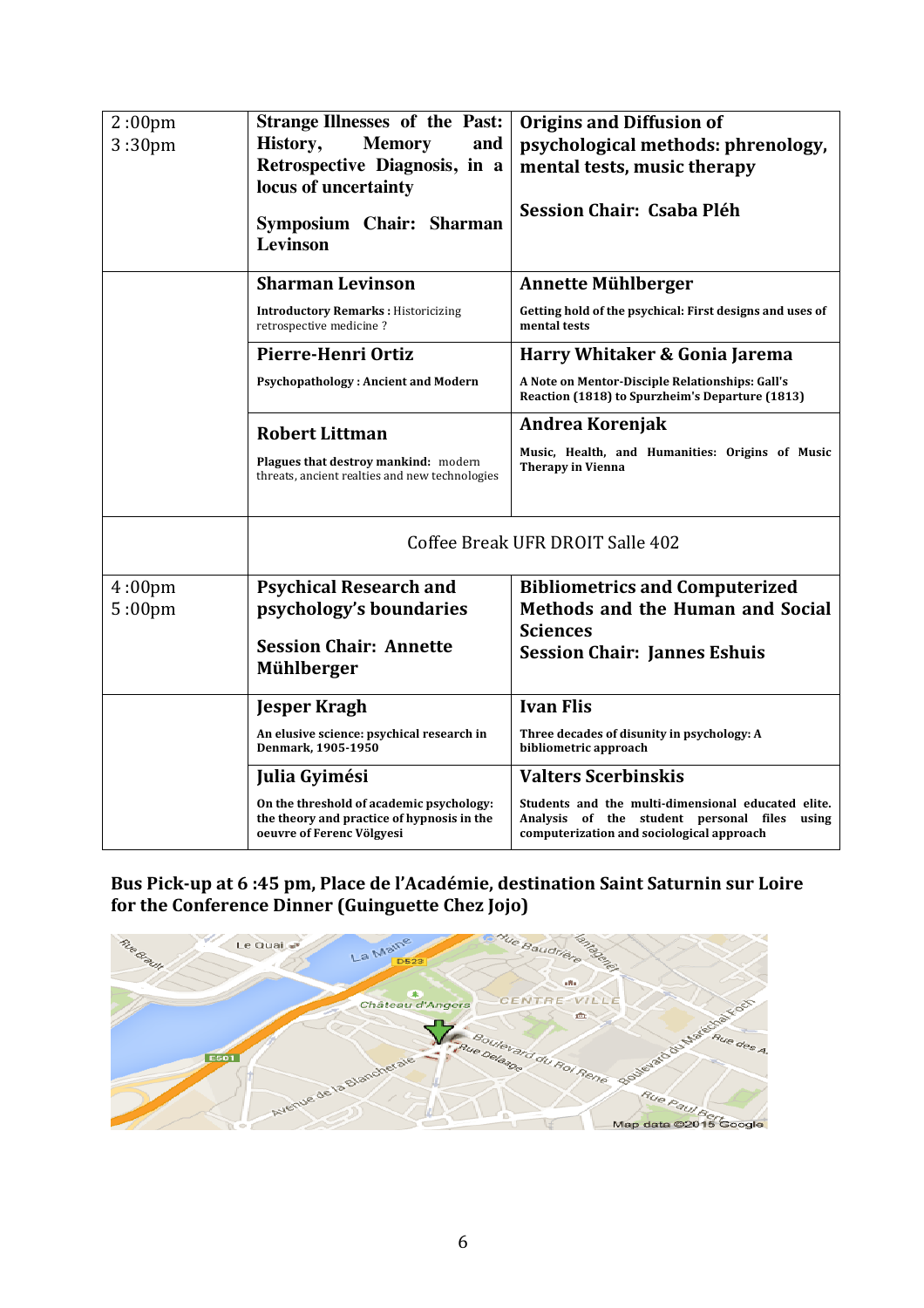| 2 :00pm<br>3 :30pm | **Strange Illnesses of the Past: History, Memory and Retrospective Diagnosis, in a locus of uncertainty**<br><br>**Symposium Chair: Sharman Levinson** | **Origins and Diffusion of psychological methods: phrenology, mental tests, music therapy**<br><br>**Session Chair: Csaba Pléh** |
|---|---|---|
| | **Sharman Levinson**<br>**Introductory Remarks :** Historicizing retrospective medicine ? | **Annette Mühlberger**<br>**Getting hold of the psychical: First designs and uses of mental tests** |
| | **Pierre-Henri Ortiz**<br>**Psychopathology : Ancient and Modern** | **Harry Whitaker & Gonia Jarema**<br>**A Note on Mentor-Disciple Relationships: Gall's Reaction (1818) to Spurzheim's Departure (1813)** |
| | **Robert Littman**<br>**Plagues that destroy mankind:** modern threats, ancient realties and new technologies | **Andrea Korenjak**<br>**Music, Health, and Humanities: Origins of Music Therapy in Vienna** |
| | Coffee Break UFR DROIT Salle 402 | |
| 4 :00pm<br>5 :00pm | **Psychical Research and psychology's boundaries**<br><br>**Session Chair: Annette Mühlberger** | **Bibliometrics and Computerized Methods and the Human and Social Sciences**<br>**Session Chair: Jannes Eshuis** |
| | **Jesper Kragh**<br>**An elusive science: psychical research in Denmark, 1905-1950** | **Ivan Flis**<br>**Three decades of disunity in psychology: A bibliometric approach** |
| | **Julia Gyimési**<br>**On the threshold of academic psychology: the theory and practice of hypnosis in the oeuvre of Ferenc Völgyesi** | **Valters Scerbinskis**<br>**Students and the multi-dimensional educated elite. Analysis of the student personal files using computerization and sociological approach** |

**Bus Pick-up at 6 :45 pm, Place de l'Académie, destination Saint Saturnin sur Loire for the Conference Dinner (Guinguette Chez Jojo)**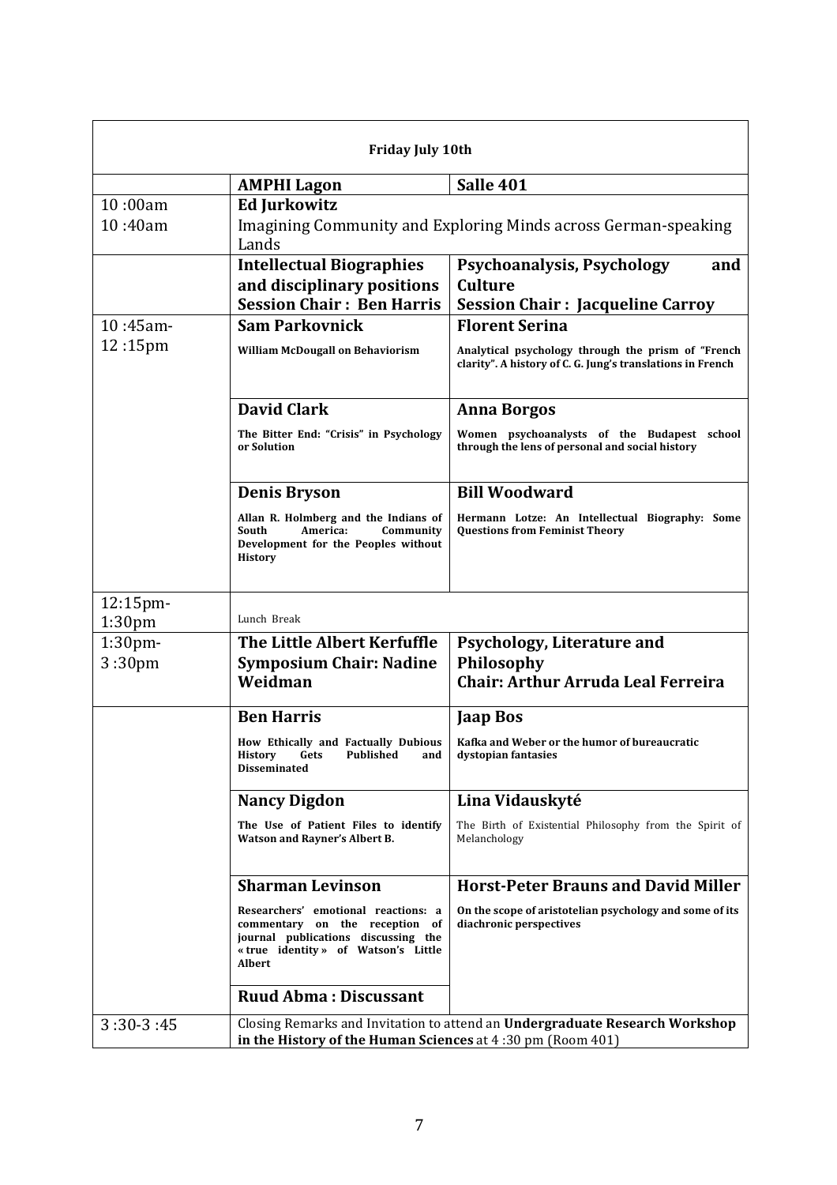| Friday July 10th | | |
|---|---|---|
| | **AMPHI Lagon** | **Salle 401** |
| 10 :00am<br>10 :40am | **Ed Jurkowitz**<br>Imagining Community and Exploring Minds across German-speaking Lands | |
| | **Intellectual Biographies and disciplinary positions**<br>**Session Chair : Ben Harris** | **Psychoanalysis, Psychology and Culture**<br>**Session Chair : Jacqueline Carroy** |
| 10 :45am-<br>12 :15pm | **Sam Parkovnick**<br>**William McDougall on Behaviorism** | **Florent Serina**<br>**Analytical psychology through the prism of "French clarity". A history of C. G. Jung's translations in French** |
| | **David Clark**<br>**The Bitter End: "Crisis" in Psychology or Solution** | **Anna Borgos**<br>**Women psychoanalysts of the Budapest school through the lens of personal and social history** |
| | **Denis Bryson**<br>**Allan R. Holmberg and the Indians of South America: Community Development for the Peoples without History** | **Bill Woodward**<br>**Hermann Lotze: An Intellectual Biography: Some Questions from Feminist Theory** |
| 12:15pm-<br>1:30pm | Lunch Break | |
| 1:30pm-<br>3 :30pm | **The Little Albert Kerfuffle**<br>**Symposium Chair: Nadine Weidman** | **Psychology, Literature and Philosophy**<br>**Chair: Arthur Arruda Leal Ferreira** |
| | **Ben Harris**<br>**How Ethically and Factually Dubious History Gets Published and Disseminated** | **Jaap Bos**<br>**Kafka and Weber or the humor of bureaucratic dystopian fantasies** |
| | **Nancy Digdon**<br>**The Use of Patient Files to identify Watson and Rayner's Albert B.** | **Lina Vidauskyté**<br>The Birth of Existential Philosophy from the Spirit of Melanchology |
| | **Sharman Levinson**<br>**Researchers' emotional reactions: a commentary on the reception of journal publications discussing the « true identity » of Watson's Little Albert** | **Horst-Peter Brauns and David Miller**<br>**On the scope of aristotelian psychology and some of its diachronic perspectives** |
| | **Ruud Abma : Discussant** | |
| 3 :30-3 :45 | Closing Remarks and Invitation to attend an **Undergraduate Research Workshop in the History of the Human Sciences** at 4 :30 pm (Room 401) | |